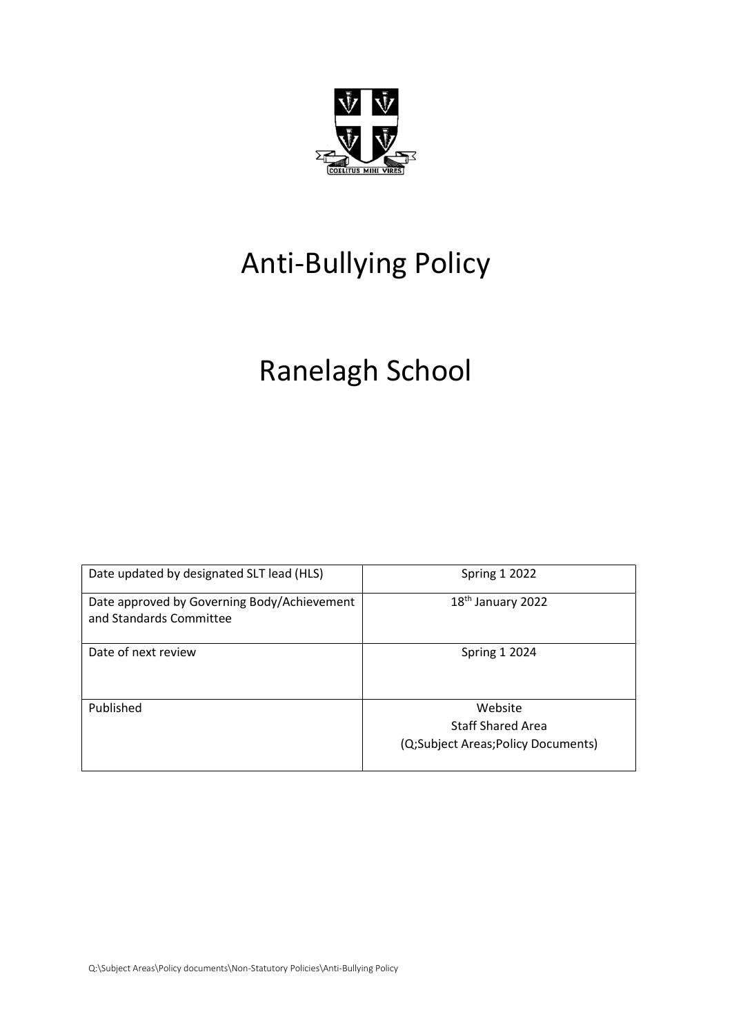# Anti-Bullying Policy

# Ranelagh School

| Date updated by designated SLT lead (HLS) | Spring 1 2022 |
|---|---|
| Date approved by Governing Body/Achievement and Standards Committee | 18th January 2022 |
| Date of next review | Spring 1 2024 |
| Published | Website<br>Staff Shared Area<br>(Q;Subject Areas;Policy Documents) |

Q:\Subject Areas\Policy documents\Non-Statutory Policies\Anti-Bullying Policy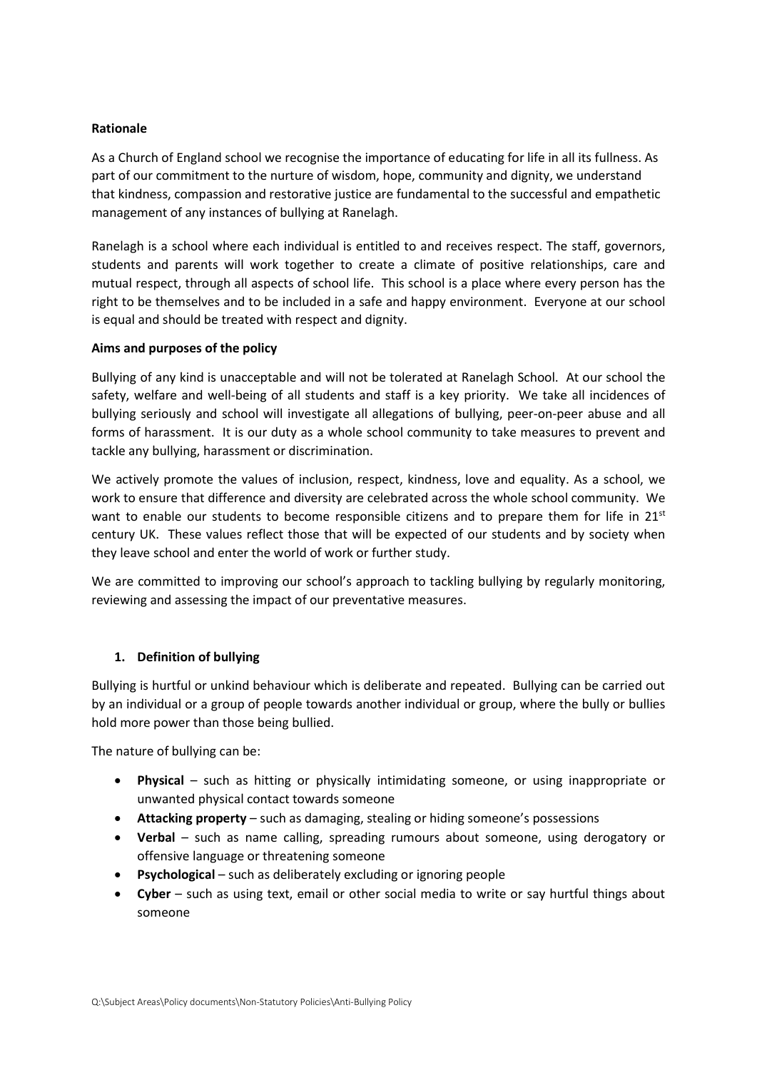**Rationale**

As a Church of England school we recognise the importance of educating for life in all its fullness. As part of our commitment to the nurture of wisdom, hope, community and dignity, we understand that kindness, compassion and restorative justice are fundamental to the successful and empathetic management of any instances of bullying at Ranelagh.

Ranelagh is a school where each individual is entitled to and receives respect. The staff, governors, students and parents will work together to create a climate of positive relationships, care and mutual respect, through all aspects of school life. This school is a place where every person has the right to be themselves and to be included in a safe and happy environment. Everyone at our school is equal and should be treated with respect and dignity.

**Aims and purposes of the policy**

Bullying of any kind is unacceptable and will not be tolerated at Ranelagh School. At our school the safety, welfare and well-being of all students and staff is a key priority. We take all incidences of bullying seriously and school will investigate all allegations of bullying, peer-on-peer abuse and all forms of harassment. It is our duty as a whole school community to take measures to prevent and tackle any bullying, harassment or discrimination.

We actively promote the values of inclusion, respect, kindness, love and equality. As a school, we work to ensure that difference and diversity are celebrated across the whole school community. We want to enable our students to become responsible citizens and to prepare them for life in 21st century UK. These values reflect those that will be expected of our students and by society when they leave school and enter the world of work or further study.

We are committed to improving our school's approach to tackling bullying by regularly monitoring, reviewing and assessing the impact of our preventative measures.

**1. Definition of bullying**

Bullying is hurtful or unkind behaviour which is deliberate and repeated. Bullying can be carried out by an individual or a group of people towards another individual or group, where the bully or bullies hold more power than those being bullied.

The nature of bullying can be:

- **Physical** – such as hitting or physically intimidating someone, or using inappropriate or unwanted physical contact towards someone
- **Attacking property** – such as damaging, stealing or hiding someone's possessions
- **Verbal** – such as name calling, spreading rumours about someone, using derogatory or offensive language or threatening someone
- **Psychological** – such as deliberately excluding or ignoring people
- **Cyber** – such as using text, email or other social media to write or say hurtful things about someone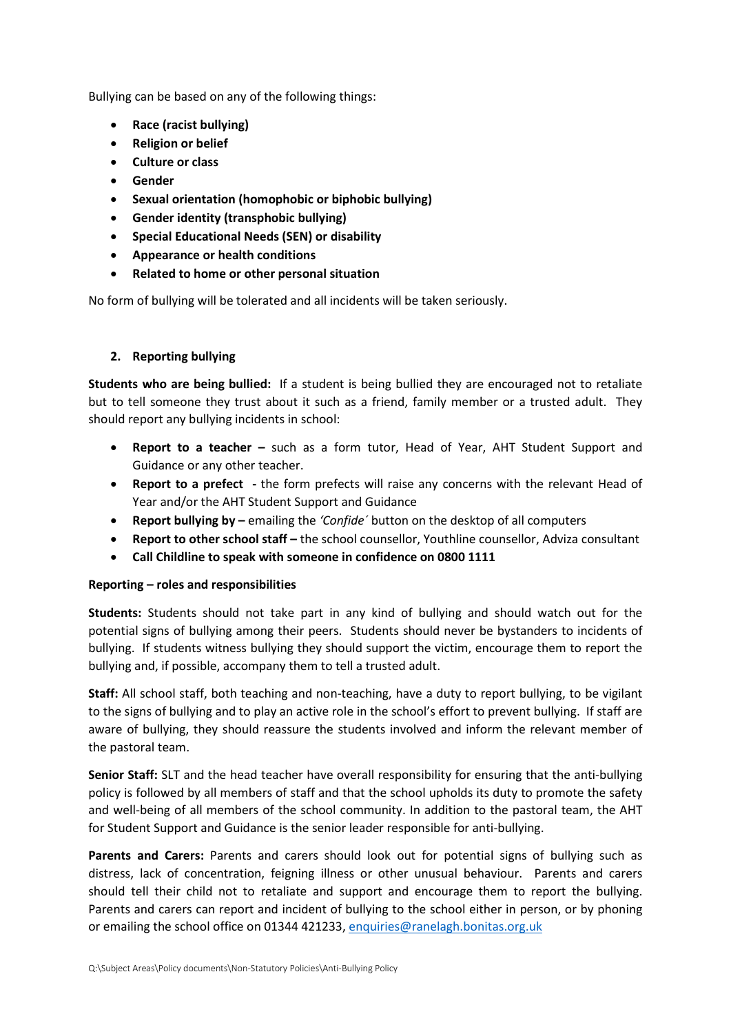Bullying can be based on any of the following things:

- **Race (racist bullying)**
- **Religion or belief**
- **Culture or class**
- **Gender**
- **Sexual orientation (homophobic or biphobic bullying)**
- **Gender identity (transphobic bullying)**
- **Special Educational Needs (SEN) or disability**
- **Appearance or health conditions**
- **Related to home or other personal situation**

No form of bullying will be tolerated and all incidents will be taken seriously.

## 2. Reporting bullying

**Students who are being bullied:** If a student is being bullied they are encouraged not to retaliate but to tell someone they trust about it such as a friend, family member or a trusted adult. They should report any bullying incidents in school:

- **Report to a teacher –** such as a form tutor, Head of Year, AHT Student Support and Guidance or any other teacher.
- **Report to a prefect -** the form prefects will raise any concerns with the relevant Head of Year and/or the AHT Student Support and Guidance
- **Report bullying by –** emailing the *'Confide´* button on the desktop of all computers
- **Report to other school staff –** the school counsellor, Youthline counsellor, Adviza consultant
- **Call Childline to speak with someone in confidence on 0800 1111**

### Reporting – roles and responsibilities

**Students:** Students should not take part in any kind of bullying and should watch out for the potential signs of bullying among their peers. Students should never be bystanders to incidents of bullying. If students witness bullying they should support the victim, encourage them to report the bullying and, if possible, accompany them to tell a trusted adult.

**Staff:** All school staff, both teaching and non-teaching, have a duty to report bullying, to be vigilant to the signs of bullying and to play an active role in the school's effort to prevent bullying. If staff are aware of bullying, they should reassure the students involved and inform the relevant member of the pastoral team.

**Senior Staff:** SLT and the head teacher have overall responsibility for ensuring that the anti-bullying policy is followed by all members of staff and that the school upholds its duty to promote the safety and well-being of all members of the school community. In addition to the pastoral team, the AHT for Student Support and Guidance is the senior leader responsible for anti-bullying.

**Parents and Carers:** Parents and carers should look out for potential signs of bullying such as distress, lack of concentration, feigning illness or other unusual behaviour. Parents and carers should tell their child not to retaliate and support and encourage them to report the bullying. Parents and carers can report and incident of bullying to the school either in person, or by phoning or emailing the school office on 01344 421233, [enquiries@ranelagh.bonitas.org.uk](mailto:enquiries@ranelagh.bonitas.org.uk)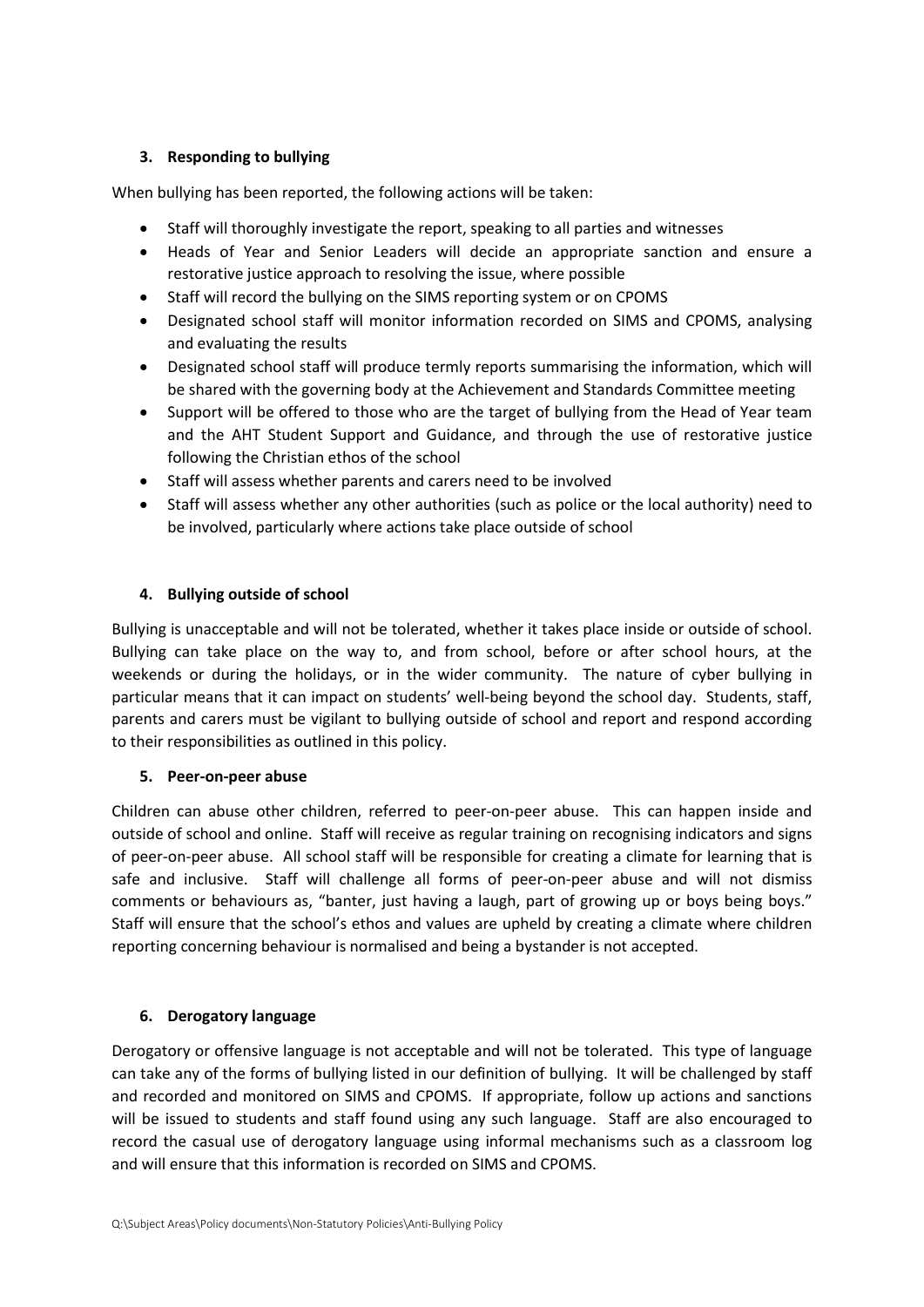### 3. Responding to bullying

When bullying has been reported, the following actions will be taken:

- Staff will thoroughly investigate the report, speaking to all parties and witnesses
- Heads of Year and Senior Leaders will decide an appropriate sanction and ensure a restorative justice approach to resolving the issue, where possible
- Staff will record the bullying on the SIMS reporting system or on CPOMS
- Designated school staff will monitor information recorded on SIMS and CPOMS, analysing and evaluating the results
- Designated school staff will produce termly reports summarising the information, which will be shared with the governing body at the Achievement and Standards Committee meeting
- Support will be offered to those who are the target of bullying from the Head of Year team and the AHT Student Support and Guidance, and through the use of restorative justice following the Christian ethos of the school
- Staff will assess whether parents and carers need to be involved
- Staff will assess whether any other authorities (such as police or the local authority) need to be involved, particularly where actions take place outside of school

### 4. Bullying outside of school

Bullying is unacceptable and will not be tolerated, whether it takes place inside or outside of school. Bullying can take place on the way to, and from school, before or after school hours, at the weekends or during the holidays, or in the wider community. The nature of cyber bullying in particular means that it can impact on students' well-being beyond the school day. Students, staff, parents and carers must be vigilant to bullying outside of school and report and respond according to their responsibilities as outlined in this policy.

### 5. Peer-on-peer abuse

Children can abuse other children, referred to peer-on-peer abuse. This can happen inside and outside of school and online. Staff will receive as regular training on recognising indicators and signs of peer-on-peer abuse. All school staff will be responsible for creating a climate for learning that is safe and inclusive. Staff will challenge all forms of peer-on-peer abuse and will not dismiss comments or behaviours as, "banter, just having a laugh, part of growing up or boys being boys." Staff will ensure that the school's ethos and values are upheld by creating a climate where children reporting concerning behaviour is normalised and being a bystander is not accepted.

### 6. Derogatory language

Derogatory or offensive language is not acceptable and will not be tolerated. This type of language can take any of the forms of bullying listed in our definition of bullying. It will be challenged by staff and recorded and monitored on SIMS and CPOMS. If appropriate, follow up actions and sanctions will be issued to students and staff found using any such language. Staff are also encouraged to record the casual use of derogatory language using informal mechanisms such as a classroom log and will ensure that this information is recorded on SIMS and CPOMS.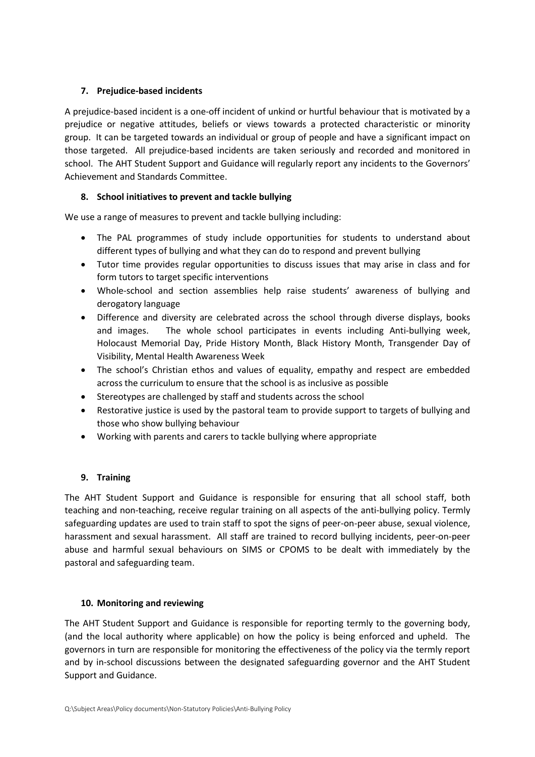## 7. Prejudice-based incidents

A prejudice-based incident is a one-off incident of unkind or hurtful behaviour that is motivated by a prejudice or negative attitudes, beliefs or views towards a protected characteristic or minority group. It can be targeted towards an individual or group of people and have a significant impact on those targeted. All prejudice-based incidents are taken seriously and recorded and monitored in school. The AHT Student Support and Guidance will regularly report any incidents to the Governors' Achievement and Standards Committee.

## 8. School initiatives to prevent and tackle bullying

We use a range of measures to prevent and tackle bullying including:

- The PAL programmes of study include opportunities for students to understand about different types of bullying and what they can do to respond and prevent bullying
- Tutor time provides regular opportunities to discuss issues that may arise in class and for form tutors to target specific interventions
- Whole-school and section assemblies help raise students' awareness of bullying and derogatory language
- Difference and diversity are celebrated across the school through diverse displays, books and images. The whole school participates in events including Anti-bullying week, Holocaust Memorial Day, Pride History Month, Black History Month, Transgender Day of Visibility, Mental Health Awareness Week
- The school's Christian ethos and values of equality, empathy and respect are embedded across the curriculum to ensure that the school is as inclusive as possible
- Stereotypes are challenged by staff and students across the school
- Restorative justice is used by the pastoral team to provide support to targets of bullying and those who show bullying behaviour
- Working with parents and carers to tackle bullying where appropriate

## 9. Training

The AHT Student Support and Guidance is responsible for ensuring that all school staff, both teaching and non-teaching, receive regular training on all aspects of the anti-bullying policy. Termly safeguarding updates are used to train staff to spot the signs of peer-on-peer abuse, sexual violence, harassment and sexual harassment. All staff are trained to record bullying incidents, peer-on-peer abuse and harmful sexual behaviours on SIMS or CPOMS to be dealt with immediately by the pastoral and safeguarding team.

## 10. Monitoring and reviewing

The AHT Student Support and Guidance is responsible for reporting termly to the governing body, (and the local authority where applicable) on how the policy is being enforced and upheld. The governors in turn are responsible for monitoring the effectiveness of the policy via the termly report and by in-school discussions between the designated safeguarding governor and the AHT Student Support and Guidance.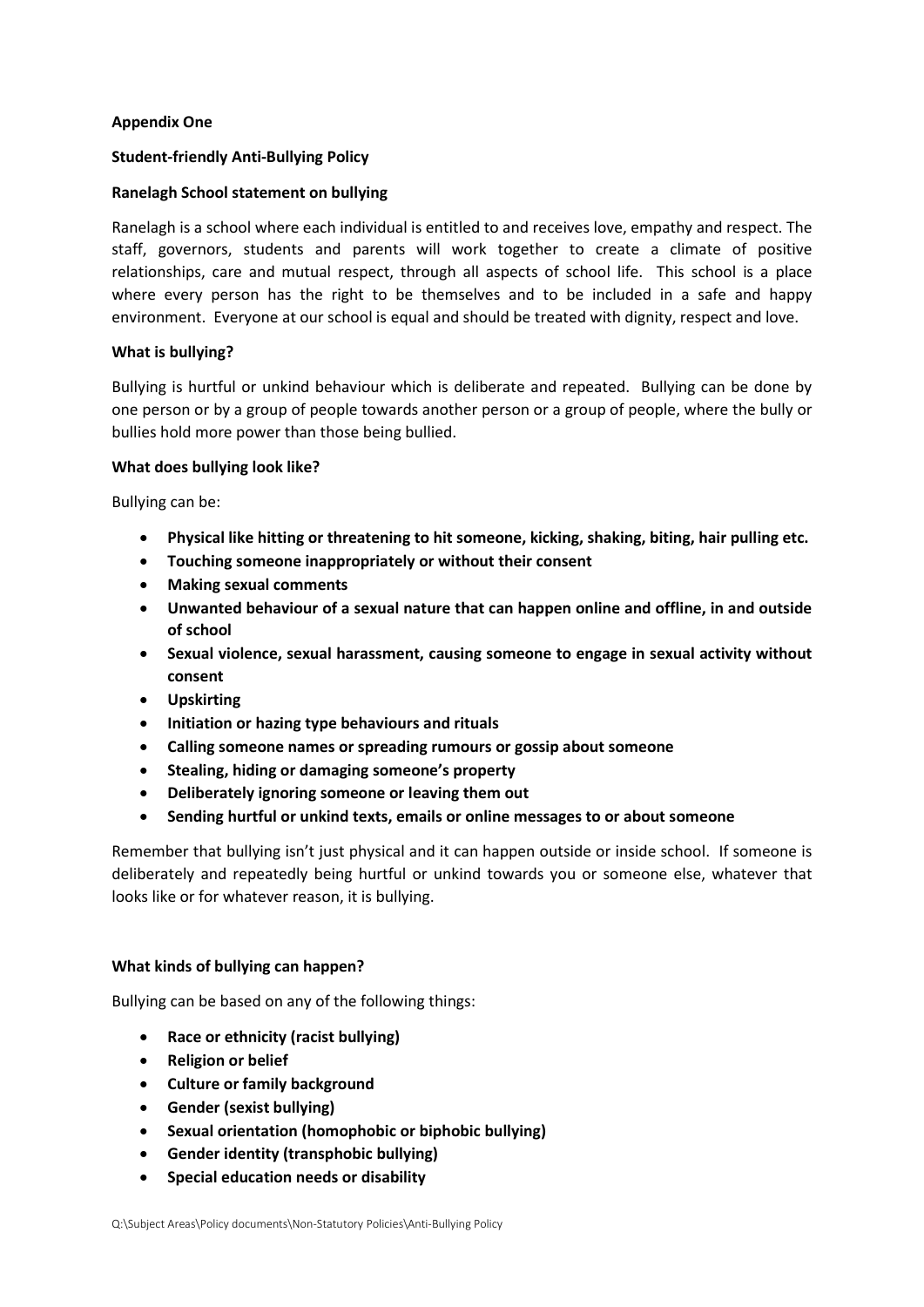**Appendix One**

**Student-friendly Anti-Bullying Policy**

**Ranelagh School statement on bullying**

Ranelagh is a school where each individual is entitled to and receives love, empathy and respect. The staff, governors, students and parents will work together to create a climate of positive relationships, care and mutual respect, through all aspects of school life. This school is a place where every person has the right to be themselves and to be included in a safe and happy environment. Everyone at our school is equal and should be treated with dignity, respect and love.

**What is bullying?**

Bullying is hurtful or unkind behaviour which is deliberate and repeated. Bullying can be done by one person or by a group of people towards another person or a group of people, where the bully or bullies hold more power than those being bullied.

**What does bullying look like?**

Bullying can be:

- **Physical like hitting or threatening to hit someone, kicking, shaking, biting, hair pulling etc.**
- **Touching someone inappropriately or without their consent**
- **Making sexual comments**
- **Unwanted behaviour of a sexual nature that can happen online and offline, in and outside of school**
- **Sexual violence, sexual harassment, causing someone to engage in sexual activity without consent**
- **Upskirting**
- **Initiation or hazing type behaviours and rituals**
- **Calling someone names or spreading rumours or gossip about someone**
- **Stealing, hiding or damaging someone's property**
- **Deliberately ignoring someone or leaving them out**
- **Sending hurtful or unkind texts, emails or online messages to or about someone**

Remember that bullying isn't just physical and it can happen outside or inside school. If someone is deliberately and repeatedly being hurtful or unkind towards you or someone else, whatever that looks like or for whatever reason, it is bullying.

**What kinds of bullying can happen?**

Bullying can be based on any of the following things:

- **Race or ethnicity (racist bullying)**
- **Religion or belief**
- **Culture or family background**
- **Gender (sexist bullying)**
- **Sexual orientation (homophobic or biphobic bullying)**
- **Gender identity (transphobic bullying)**
- **Special education needs or disability**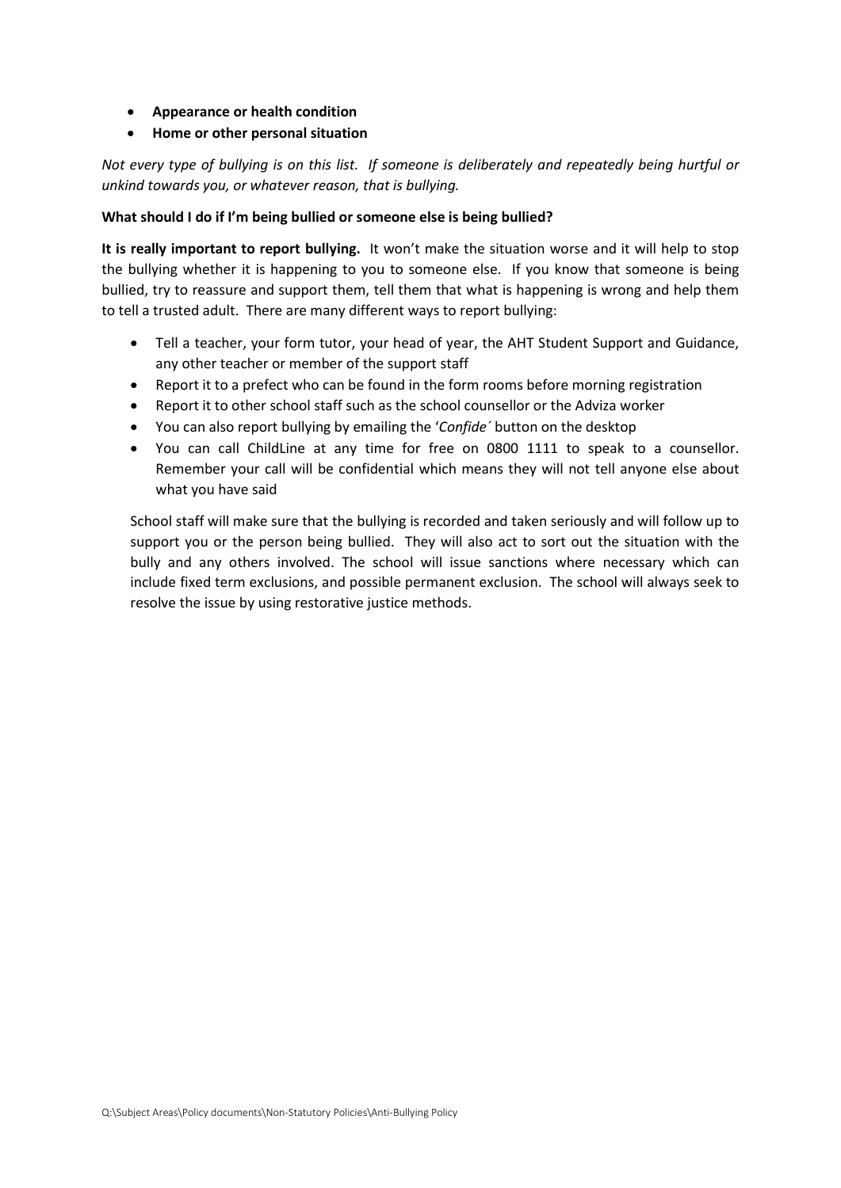- **Appearance or health condition**
- **Home or other personal situation**

*Not every type of bullying is on this list. If someone is deliberately and repeatedly being hurtful or unkind towards you, or whatever reason, that is bullying.*

**What should I do if I'm being bullied or someone else is being bullied?**

**It is really important to report bullying.** It won't make the situation worse and it will help to stop the bullying whether it is happening to you to someone else. If you know that someone is being bullied, try to reassure and support them, tell them that what is happening is wrong and help them to tell a trusted adult. There are many different ways to report bullying:

- Tell a teacher, your form tutor, your head of year, the AHT Student Support and Guidance, any other teacher or member of the support staff
- Report it to a prefect who can be found in the form rooms before morning registration
- Report it to other school staff such as the school counsellor or the Adviza worker
- You can also report bullying by emailing the '*Confide´* button on the desktop
- You can call ChildLine at any time for free on 0800 1111 to speak to a counsellor. Remember your call will be confidential which means they will not tell anyone else about what you have said

School staff will make sure that the bullying is recorded and taken seriously and will follow up to support you or the person being bullied. They will also act to sort out the situation with the bully and any others involved. The school will issue sanctions where necessary which can include fixed term exclusions, and possible permanent exclusion. The school will always seek to resolve the issue by using restorative justice methods.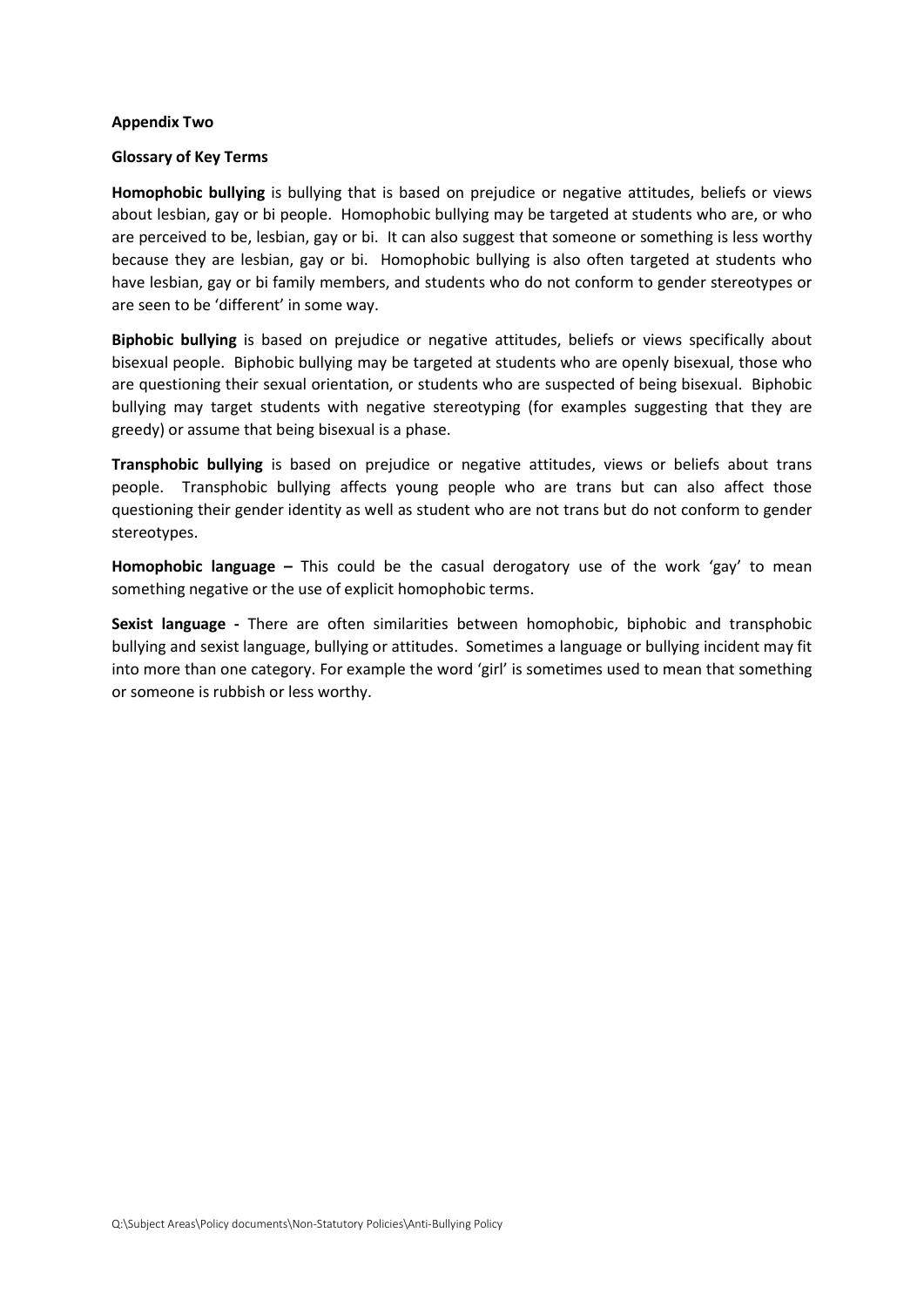**Appendix Two**

**Glossary of Key Terms**

**Homophobic bullying** is bullying that is based on prejudice or negative attitudes, beliefs or views about lesbian, gay or bi people. Homophobic bullying may be targeted at students who are, or who are perceived to be, lesbian, gay or bi. It can also suggest that someone or something is less worthy because they are lesbian, gay or bi. Homophobic bullying is also often targeted at students who have lesbian, gay or bi family members, and students who do not conform to gender stereotypes or are seen to be 'different' in some way.

**Biphobic bullying** is based on prejudice or negative attitudes, beliefs or views specifically about bisexual people. Biphobic bullying may be targeted at students who are openly bisexual, those who are questioning their sexual orientation, or students who are suspected of being bisexual. Biphobic bullying may target students with negative stereotyping (for examples suggesting that they are greedy) or assume that being bisexual is a phase.

**Transphobic bullying** is based on prejudice or negative attitudes, views or beliefs about trans people. Transphobic bullying affects young people who are trans but can also affect those questioning their gender identity as well as student who are not trans but do not conform to gender stereotypes.

**Homophobic language –** This could be the casual derogatory use of the work 'gay' to mean something negative or the use of explicit homophobic terms.

**Sexist language -** There are often similarities between homophobic, biphobic and transphobic bullying and sexist language, bullying or attitudes. Sometimes a language or bullying incident may fit into more than one category. For example the word 'girl' is sometimes used to mean that something or someone is rubbish or less worthy.